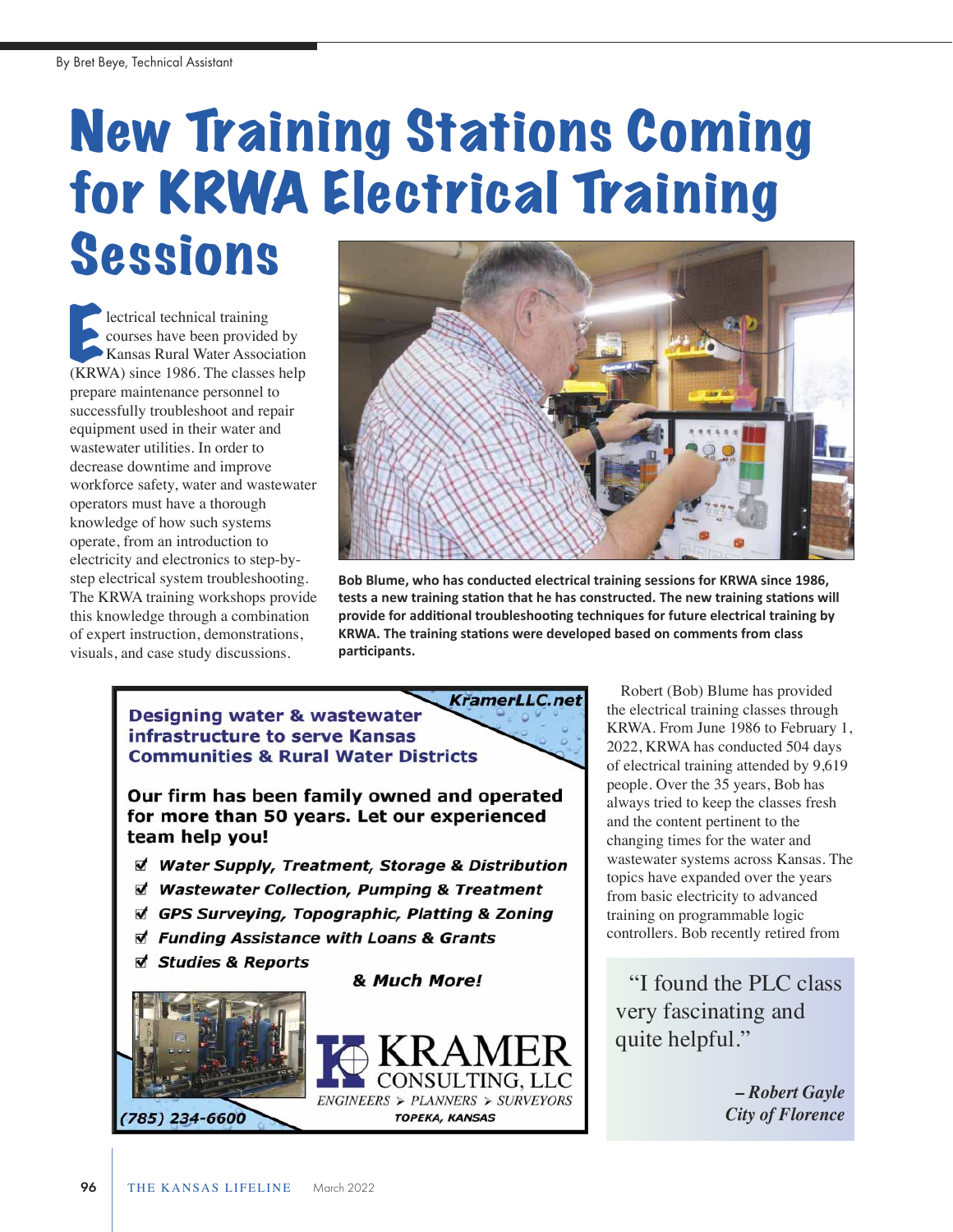By Bret Beye, Technical Assistant

# New Training Stations Coming for KRWA Electrical Training Sessions

Electrical technical training courses have been provided by Kansas Rural Water Association (KRWA) since 1986. The classes help prepare maintenance personnel to successfully troubleshoot and repair equipment used in their water and wastewater utilities. In order to decrease downtime and improve workforce safety, water and wastewater operators must have a thorough knowledge of how such systems operate, from an introduction to electricity and electronics to step-by-step electrical system troubleshooting. The KRWA training workshops provide this knowledge through a combination of expert instruction, demonstrations, visuals, and case study discussions.

**Bob Blume, who has conducted electrical training sessions for KRWA since 1986, tests a new training station that he has constructed. The new training stations will provide for additional troubleshooting techniques for future electrical training by KRWA. The training stations were developed based on comments from class participants.**

Robert (Bob) Blume has provided the electrical training classes through KRWA. From June 1986 to February 1, 2022, KRWA has conducted 504 days of electrical training attended by 9,619 people. Over the 35 years, Bob has always tried to keep the classes fresh and the content pertinent to the changing times for the water and wastewater systems across Kansas. The topics have expanded over the years from basic electricity to advanced training on programmable logic controllers. Bob recently retired from

> "I found the PLC class very fascinating and quite helpful."
>
> *– Robert Gayle*
> *City of Florence*

---

**KramerLLC.net**

**Designing water & wastewater infrastructure to serve Kansas Communities & Rural Water Districts**

**Our firm has been family owned and operated for more than 50 years. Let our experienced team help you!**

- ☑ *Water Supply, Treatment, Storage & Distribution*
- ☑ *Wastewater Collection, Pumping & Treatment*
- ☑ *GPS Surveying, Topographic, Platting & Zoning*
- ☑ *Funding Assistance with Loans & Grants*
- ☑ *Studies & Reports*

***& Much More!***

KRAMER CONSULTING, LLC
*ENGINEERS > PLANNERS > SURVEYORS*
TOPEKA, KANSAS

*(785) 234-6600*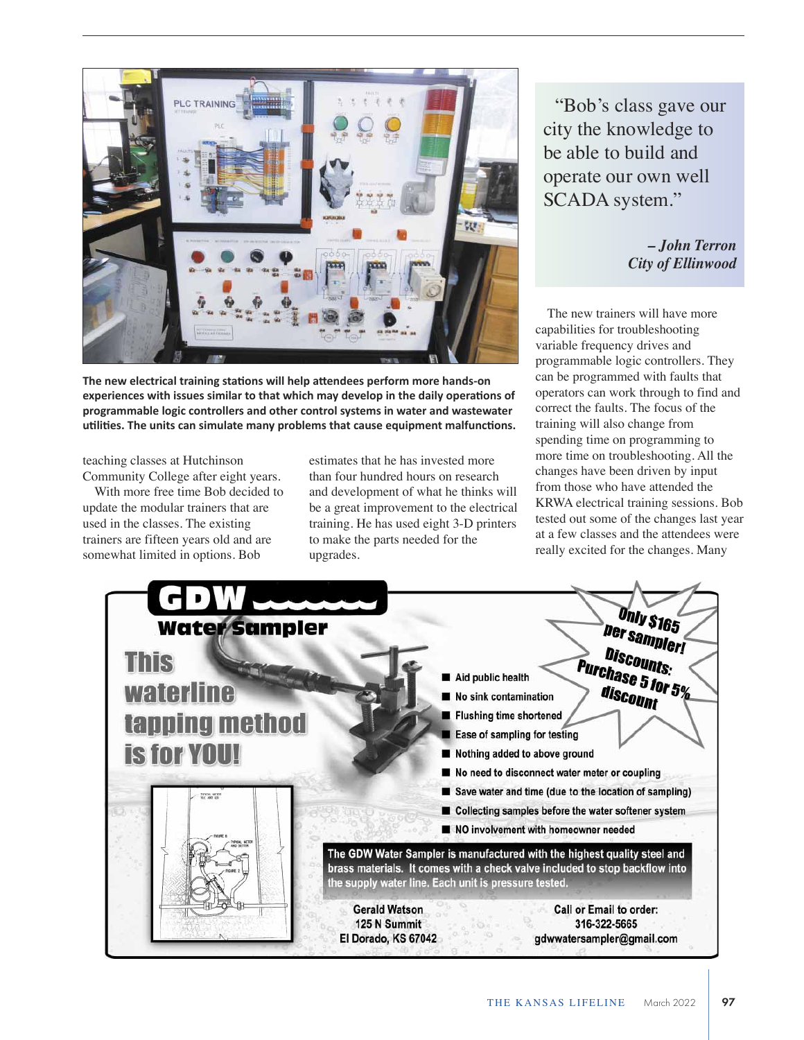The new electrical training stations will help attendees perform more hands-on experiences with issues similar to that which may develop in the daily operations of programmable logic controllers and other control systems in water and wastewater utilities. The units can simulate many problems that cause equipment malfunctions.

teaching classes at Hutchinson Community College after eight years.

With more free time Bob decided to update the modular trainers that are used in the classes. The existing trainers are fifteen years old and are somewhat limited in options. Bob estimates that he has invested more than four hundred hours on research and development of what he thinks will be a great improvement to the electrical training. He has used eight 3-D printers to make the parts needed for the upgrades.

> "Bob's class gave our city the knowledge to be able to build and operate our own well SCADA system."
>
> *– John Terron*
> *City of Ellinwood*

The new trainers will have more capabilities for troubleshooting variable frequency drives and programmable logic controllers. They can be programmed with faults that operators can work through to find and correct the faults. The focus of the training will also change from spending time on programming to more time on troubleshooting. All the changes have been driven by input from those who have attended the KRWA electrical training sessions. Bob tested out some of the changes last year at a few classes and the attendees were really excited for the changes. Many

---

**GDW Water Sampler**

**This waterline tapping method is for YOU!**

**Only $165 per sampler! Discounts: Purchase 5 for 5% discount**

- Aid public health
- No sink contamination
- Flushing time shortened
- Ease of sampling for testing
- Nothing added to above ground
- No need to disconnect water meter or coupling
- Save water and time (due to the location of sampling)
- Collecting samples before the water softener system
- NO involvement with homeowner needed

The GDW Water Sampler is manufactured with the highest quality steel and brass materials. It comes with a check valve included to stop backflow into the supply water line. Each unit is pressure tested.

Gerald Watson
125 N Summit
El Dorado, KS 67042

Call or Email to order:
316-322-5665
gdwwatersampler@gmail.com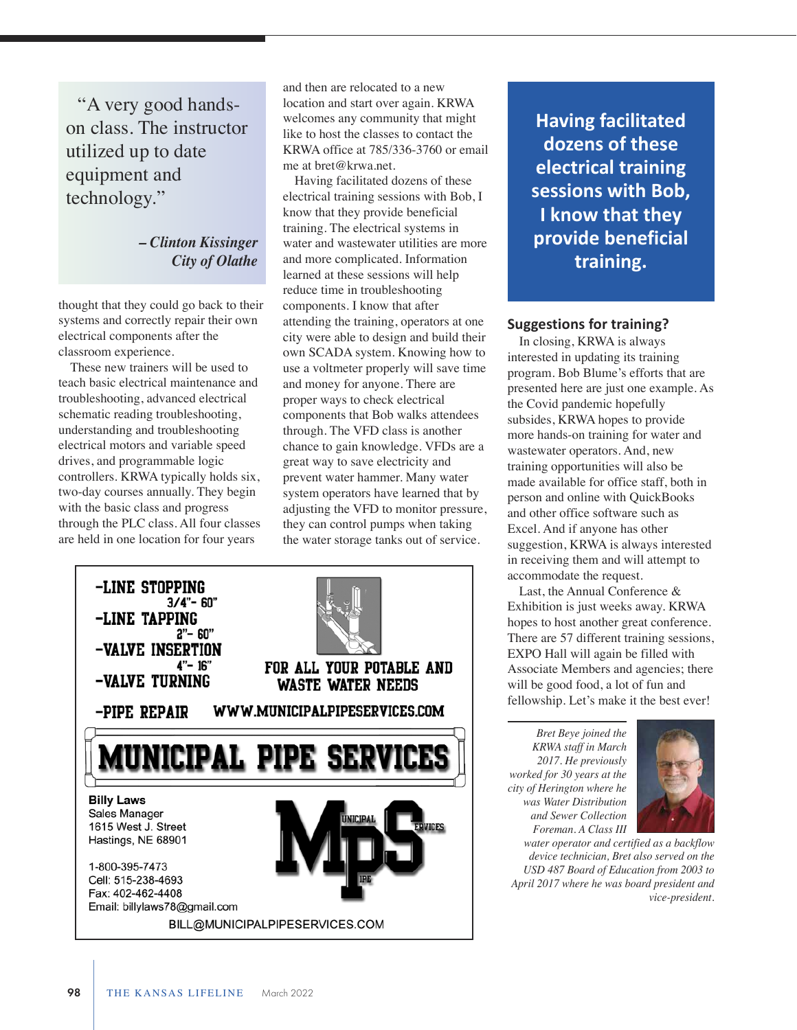> "A very good hands-on class. The instructor utilized up to date equipment and technology."
>
> *– Clinton Kissinger*
> *City of Olathe*

thought that they could go back to their systems and correctly repair their own electrical components after the classroom experience.

These new trainers will be used to teach basic electrical maintenance and troubleshooting, advanced electrical schematic reading troubleshooting, understanding and troubleshooting electrical motors and variable speed drives, and programmable logic controllers. KRWA typically holds six, two-day courses annually. They begin with the basic class and progress through the PLC class. All four classes are held in one location for four years and then are relocated to a new location and start over again. KRWA welcomes any community that might like to host the classes to contact the KRWA office at 785/336-3760 or email me at bret@krwa.net.

Having facilitated dozens of these electrical training sessions with Bob, I know that they provide beneficial training. The electrical systems in water and wastewater utilities are more and more complicated. Information learned at these sessions will help reduce time in troubleshooting components. I know that after attending the training, operators at one city were able to design and build their own SCADA system. Knowing how to use a voltmeter properly will save time and money for anyone. There are proper ways to check electrical components that Bob walks attendees through. The VFD class is another chance to gain knowledge. VFDs are a great way to save electricity and prevent water hammer. Many water system operators have learned that by adjusting the VFD to monitor pressure, they can control pumps when taking the water storage tanks out of service.

**Having facilitated dozens of these electrical training sessions with Bob, I know that they provide beneficial training.**

## Suggestions for training?

In closing, KRWA is always interested in updating its training program. Bob Blume's efforts that are presented here are just one example. As the Covid pandemic hopefully subsides, KRWA hopes to provide more hands-on training for water and wastewater operators. And, new training opportunities will also be made available for office staff, both in person and online with QuickBooks and other office software such as Excel. And if anyone has other suggestion, KRWA is always interested in receiving them and will attempt to accommodate the request.

Last, the Annual Conference & Exhibition is just weeks away. KRWA hopes to host another great conference. There are 57 different training sessions, EXPO Hall will again be filled with Associate Members and agencies; there will be good food, a lot of fun and fellowship. Let's make it the best ever!

*Bret Beye joined the KRWA staff in March 2017. He previously worked for 30 years at the city of Herington where he was Water Distribution and Sewer Collection Foreman. A Class III water operator and certified as a backflow device technician, Bret also served on the USD 487 Board of Education from 2003 to April 2017 where he was board president and vice-president.*

---

-LINE STOPPING 3/4"- 60"
-LINE TAPPING 2"- 60"
-VALVE INSERTION 4"- 16"
-VALVE TURNING
-PIPE REPAIR

FOR ALL YOUR POTABLE AND WASTE WATER NEEDS

WWW.MUNICIPALPIPESERVICES.COM

**MUNICIPAL PIPE SERVICES**

**Billy Laws**
Sales Manager
1615 West J. Street
Hastings, NE 68901

1-800-395-7473
Cell: 515-238-4693
Fax: 402-462-4408
Email: billylaws78@gmail.com

BILL@MUNICIPALPIPESERVICES.COM

MPS — Municipal Pipe Services